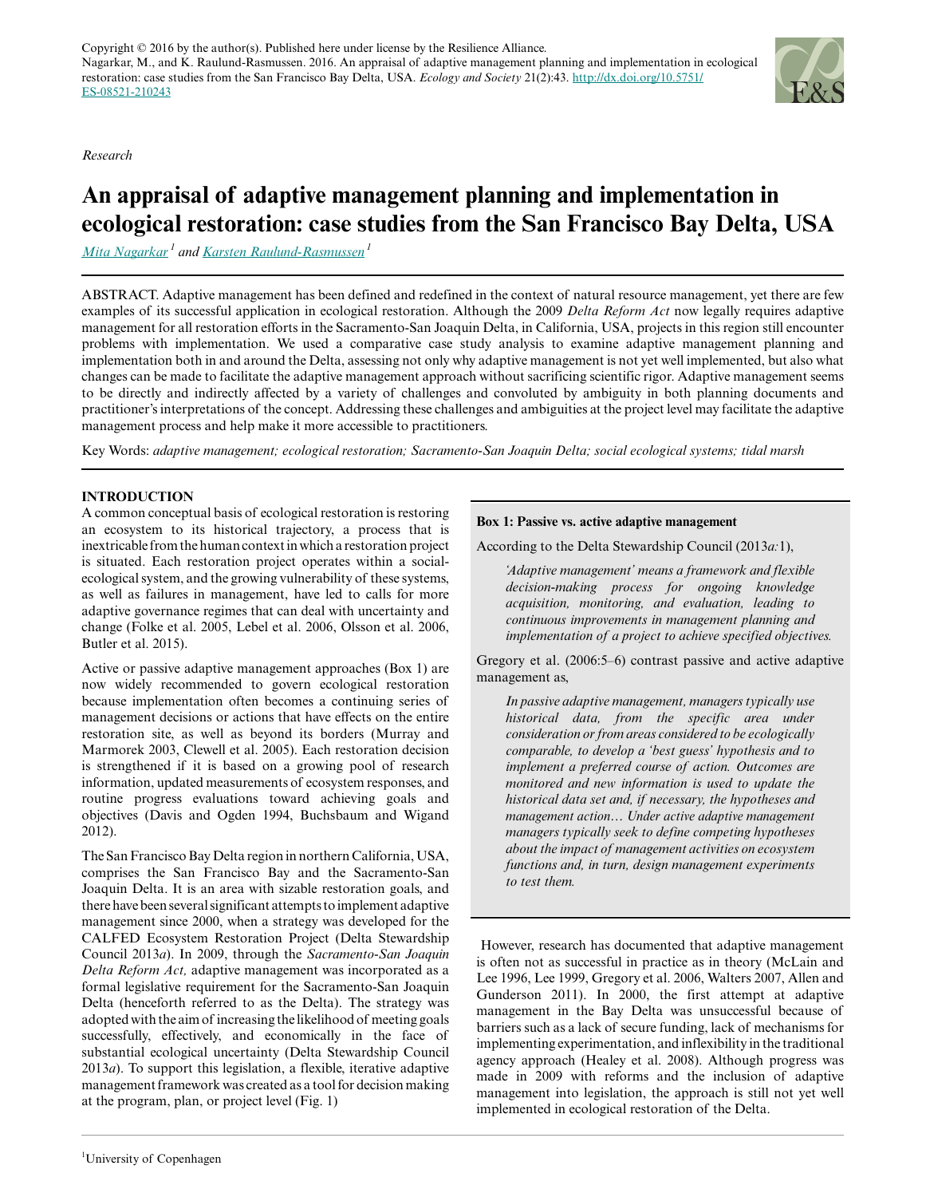Copyright © 2016 by the author(s). Published here under license by the Resilience Alliance.
Nagarkar, M., and K. Raulund-Rasmussen. 2016. An appraisal of adaptive management planning and implementation in ecological restoration: case studies from the San Francisco Bay Delta, USA. *Ecology and Society* 21(2):43. http://dx.doi.org/10.5751/ES-08521-210243

*Research*

# An appraisal of adaptive management planning and implementation in ecological restoration: case studies from the San Francisco Bay Delta, USA

*Mita Nagarkar* [1] *and Karsten Raulund-Rasmussen* [1]

ABSTRACT. Adaptive management has been defined and redefined in the context of natural resource management, yet there are few examples of its successful application in ecological restoration. Although the 2009 *Delta Reform Act* now legally requires adaptive management for all restoration efforts in the Sacramento-San Joaquin Delta, in California, USA, projects in this region still encounter problems with implementation. We used a comparative case study analysis to examine adaptive management planning and implementation both in and around the Delta, assessing not only why adaptive management is not yet well implemented, but also what changes can be made to facilitate the adaptive management approach without sacrificing scientific rigor. Adaptive management seems to be directly and indirectly affected by a variety of challenges and convoluted by ambiguity in both planning documents and practitioner's interpretations of the concept. Addressing these challenges and ambiguities at the project level may facilitate the adaptive management process and help make it more accessible to practitioners.

Key Words: *adaptive management; ecological restoration; Sacramento-San Joaquin Delta; social ecological systems; tidal marsh*

## INTRODUCTION

A common conceptual basis of ecological restoration is restoring an ecosystem to its historical trajectory, a process that is inextricable from the human context in which a restoration project is situated. Each restoration project operates within a social-ecological system, and the growing vulnerability of these systems, as well as failures in management, have led to calls for more adaptive governance regimes that can deal with uncertainty and change (Folke et al. 2005, Lebel et al. 2006, Olsson et al. 2006, Butler et al. 2015).

Active or passive adaptive management approaches (Box 1) are now widely recommended to govern ecological restoration because implementation often becomes a continuing series of management decisions or actions that have effects on the entire restoration site, as well as beyond its borders (Murray and Marmorek 2003, Clewell et al. 2005). Each restoration decision is strengthened if it is based on a growing pool of research information, updated measurements of ecosystem responses, and routine progress evaluations toward achieving goals and objectives (Davis and Ogden 1994, Buchsbaum and Wigand 2012).

The San Francisco Bay Delta region in northern California, USA, comprises the San Francisco Bay and the Sacramento-San Joaquin Delta. It is an area with sizable restoration goals, and there have been several significant attempts to implement adaptive management since 2000, when a strategy was developed for the CALFED Ecosystem Restoration Project (Delta Stewardship Council 2013*a*). In 2009, through the *Sacramento-San Joaquin Delta Reform Act,* adaptive management was incorporated as a formal legislative requirement for the Sacramento-San Joaquin Delta (henceforth referred to as the Delta). The strategy was adopted with the aim of increasing the likelihood of meeting goals successfully, effectively, and economically in the face of substantial ecological uncertainty (Delta Stewardship Council 2013*a*). To support this legislation, a flexible, iterative adaptive management framework was created as a tool for decision making at the program, plan, or project level (Fig. 1)

**Box 1: Passive vs. active adaptive management**

According to the Delta Stewardship Council (2013*a:*1),

> *'Adaptive management' means a framework and flexible decision-making process for ongoing knowledge acquisition, monitoring, and evaluation, leading to continuous improvements in management planning and implementation of a project to achieve specified objectives.*

Gregory et al. (2006:5–6) contrast passive and active adaptive management as,

> *In passive adaptive management, managers typically use historical data, from the specific area under consideration or from areas considered to be ecologically comparable, to develop a 'best guess' hypothesis and to implement a preferred course of action. Outcomes are monitored and new information is used to update the historical data set and, if necessary, the hypotheses and management action… Under active adaptive management managers typically seek to define competing hypotheses about the impact of management activities on ecosystem functions and, in turn, design management experiments to test them.*

However, research has documented that adaptive management is often not as successful in practice as in theory (McLain and Lee 1996, Lee 1999, Gregory et al. 2006, Walters 2007, Allen and Gunderson 2011). In 2000, the first attempt at adaptive management in the Bay Delta was unsuccessful because of barriers such as a lack of secure funding, lack of mechanisms for implementing experimentation, and inflexibility in the traditional agency approach (Healey et al. 2008). Although progress was made in 2009 with reforms and the inclusion of adaptive management into legislation, the approach is still not yet well implemented in ecological restoration of the Delta.

[1] University of Copenhagen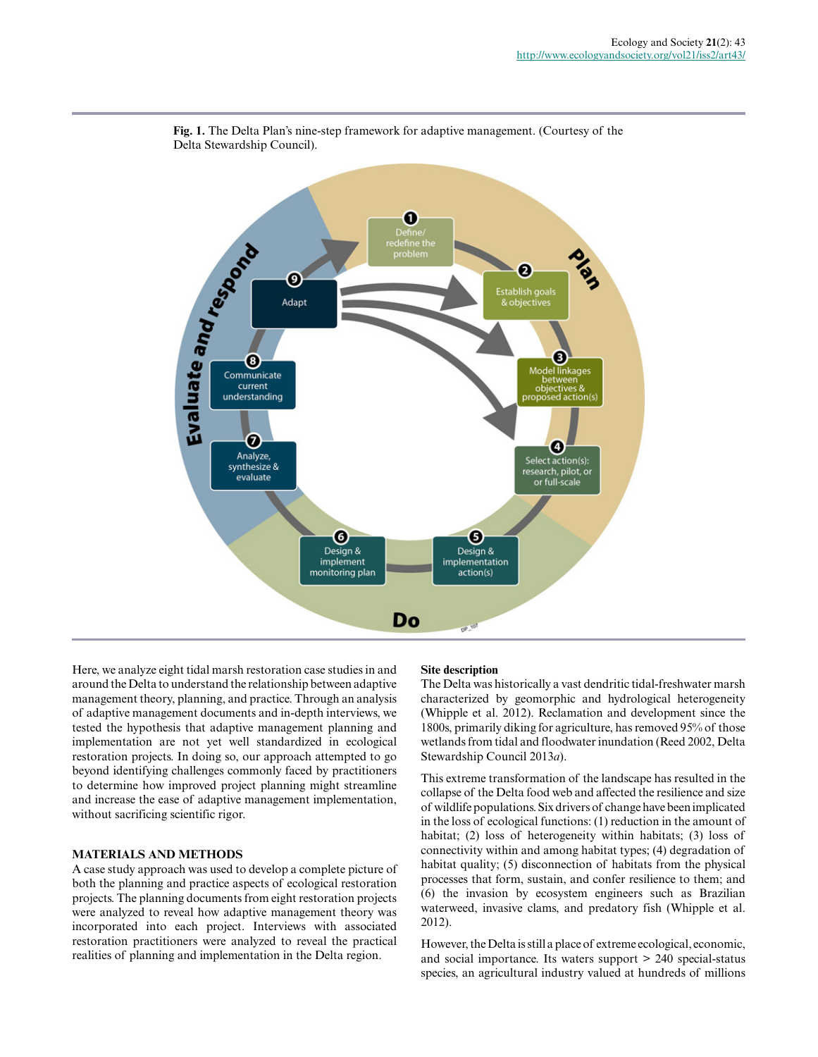**Fig. 1.** The Delta Plan's nine-step framework for adaptive management. (Courtesy of the Delta Stewardship Council).

Here, we analyze eight tidal marsh restoration case studies in and around the Delta to understand the relationship between adaptive management theory, planning, and practice. Through an analysis of adaptive management documents and in-depth interviews, we tested the hypothesis that adaptive management planning and implementation are not yet well standardized in ecological restoration projects. In doing so, our approach attempted to go beyond identifying challenges commonly faced by practitioners to determine how improved project planning might streamline and increase the ease of adaptive management implementation, without sacrificing scientific rigor.

## MATERIALS AND METHODS

A case study approach was used to develop a complete picture of both the planning and practice aspects of ecological restoration projects. The planning documents from eight restoration projects were analyzed to reveal how adaptive management theory was incorporated into each project. Interviews with associated restoration practitioners were analyzed to reveal the practical realities of planning and implementation in the Delta region.

### Site description

The Delta was historically a vast dendritic tidal-freshwater marsh characterized by geomorphic and hydrological heterogeneity (Whipple et al. 2012). Reclamation and development since the 1800s, primarily diking for agriculture, has removed 95% of those wetlands from tidal and floodwater inundation (Reed 2002, Delta Stewardship Council 2013*a*).

This extreme transformation of the landscape has resulted in the collapse of the Delta food web and affected the resilience and size of wildlife populations. Six drivers of change have been implicated in the loss of ecological functions: (1) reduction in the amount of habitat; (2) loss of heterogeneity within habitats; (3) loss of connectivity within and among habitat types; (4) degradation of habitat quality; (5) disconnection of habitats from the physical processes that form, sustain, and confer resilience to them; and (6) the invasion by ecosystem engineers such as Brazilian waterweed, invasive clams, and predatory fish (Whipple et al. 2012).

However, the Delta is still a place of extreme ecological, economic, and social importance. Its waters support > 240 special-status species, an agricultural industry valued at hundreds of millions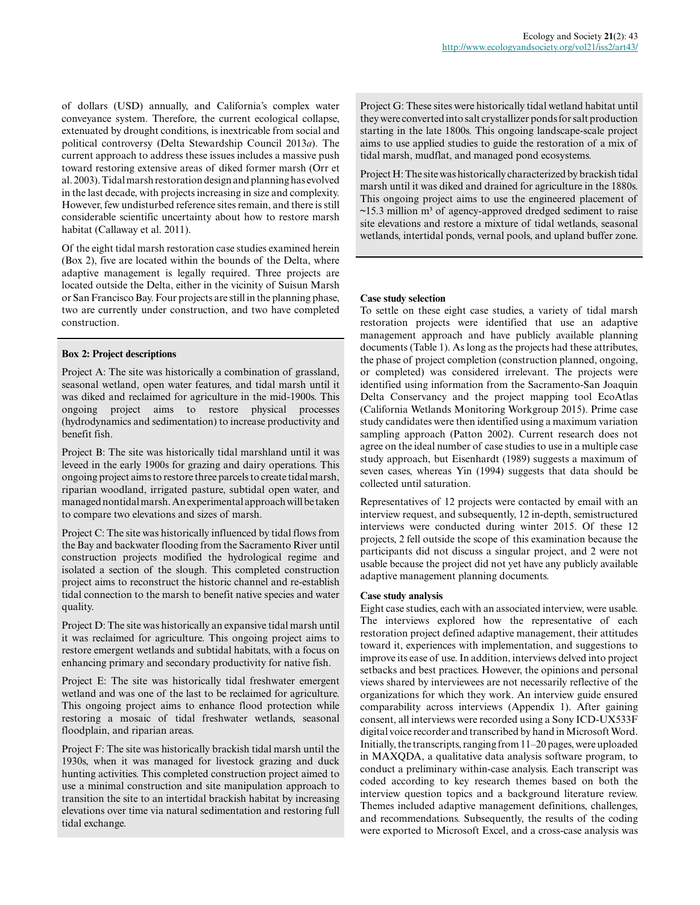of dollars (USD) annually, and California's complex water conveyance system. Therefore, the current ecological collapse, extenuated by drought conditions, is inextricable from social and political controversy (Delta Stewardship Council 2013*a*). The current approach to address these issues includes a massive push toward restoring extensive areas of diked former marsh (Orr et al. 2003). Tidal marsh restoration design and planning has evolved in the last decade, with projects increasing in size and complexity. However, few undisturbed reference sites remain, and there is still considerable scientific uncertainty about how to restore marsh habitat (Callaway et al. 2011).

Of the eight tidal marsh restoration case studies examined herein (Box 2), five are located within the bounds of the Delta, where adaptive management is legally required. Three projects are located outside the Delta, either in the vicinity of Suisun Marsh or San Francisco Bay. Four projects are still in the planning phase, two are currently under construction, and two have completed construction.

**Box 2: Project descriptions**

Project A: The site was historically a combination of grassland, seasonal wetland, open water features, and tidal marsh until it was diked and reclaimed for agriculture in the mid-1900s. This ongoing project aims to restore physical processes (hydrodynamics and sedimentation) to increase productivity and benefit fish.

Project B: The site was historically tidal marshland until it was leveed in the early 1900s for grazing and dairy operations. This ongoing project aims to restore three parcels to create tidal marsh, riparian woodland, irrigated pasture, subtidal open water, and managed nontidal marsh. An experimental approach will be taken to compare two elevations and sizes of marsh.

Project C: The site was historically influenced by tidal flows from the Bay and backwater flooding from the Sacramento River until construction projects modified the hydrological regime and isolated a section of the slough. This completed construction project aims to reconstruct the historic channel and re-establish tidal connection to the marsh to benefit native species and water quality.

Project D: The site was historically an expansive tidal marsh until it was reclaimed for agriculture. This ongoing project aims to restore emergent wetlands and subtidal habitats, with a focus on enhancing primary and secondary productivity for native fish.

Project E: The site was historically tidal freshwater emergent wetland and was one of the last to be reclaimed for agriculture. This ongoing project aims to enhance flood protection while restoring a mosaic of tidal freshwater wetlands, seasonal floodplain, and riparian areas.

Project F: The site was historically brackish tidal marsh until the 1930s, when it was managed for livestock grazing and duck hunting activities. This completed construction project aimed to use a minimal construction and site manipulation approach to transition the site to an intertidal brackish habitat by increasing elevations over time via natural sedimentation and restoring full tidal exchange.

Project G: These sites were historically tidal wetland habitat until they were converted into salt crystallizer ponds for salt production starting in the late 1800s. This ongoing landscape-scale project aims to use applied studies to guide the restoration of a mix of tidal marsh, mudflat, and managed pond ecosystems.

Project H: The site was historically characterized by brackish tidal marsh until it was diked and drained for agriculture in the 1880s. This ongoing project aims to use the engineered placement of ~15.3 million $m^3$ of agency-approved dredged sediment to raise site elevations and restore a mixture of tidal wetlands, seasonal wetlands, intertidal ponds, vernal pools, and upland buffer zone.

### Case study selection

To settle on these eight case studies, a variety of tidal marsh restoration projects were identified that use an adaptive management approach and have publicly available planning documents (Table 1). As long as the projects had these attributes, the phase of project completion (construction planned, ongoing, or completed) was considered irrelevant. The projects were identified using information from the Sacramento-San Joaquin Delta Conservancy and the project mapping tool EcoAtlas (California Wetlands Monitoring Workgroup 2015). Prime case study candidates were then identified using a maximum variation sampling approach (Patton 2002). Current research does not agree on the ideal number of case studies to use in a multiple case study approach, but Eisenhardt (1989) suggests a maximum of seven cases, whereas Yin (1994) suggests that data should be collected until saturation.

Representatives of 12 projects were contacted by email with an interview request, and subsequently, 12 in-depth, semistructured interviews were conducted during winter 2015. Of these 12 projects, 2 fell outside the scope of this examination because the participants did not discuss a singular project, and 2 were not usable because the project did not yet have any publicly available adaptive management planning documents.

### Case study analysis

Eight case studies, each with an associated interview, were usable. The interviews explored how the representative of each restoration project defined adaptive management, their attitudes toward it, experiences with implementation, and suggestions to improve its ease of use. In addition, interviews delved into project setbacks and best practices. However, the opinions and personal views shared by interviewees are not necessarily reflective of the organizations for which they work. An interview guide ensured comparability across interviews (Appendix 1). After gaining consent, all interviews were recorded using a Sony ICD-UX533F digital voice recorder and transcribed by hand in Microsoft Word. Initially, the transcripts, ranging from 11–20 pages, were uploaded in MAXQDA, a qualitative data analysis software program, to conduct a preliminary within-case analysis. Each transcript was coded according to key research themes based on both the interview question topics and a background literature review. Themes included adaptive management definitions, challenges, and recommendations. Subsequently, the results of the coding were exported to Microsoft Excel, and a cross-case analysis was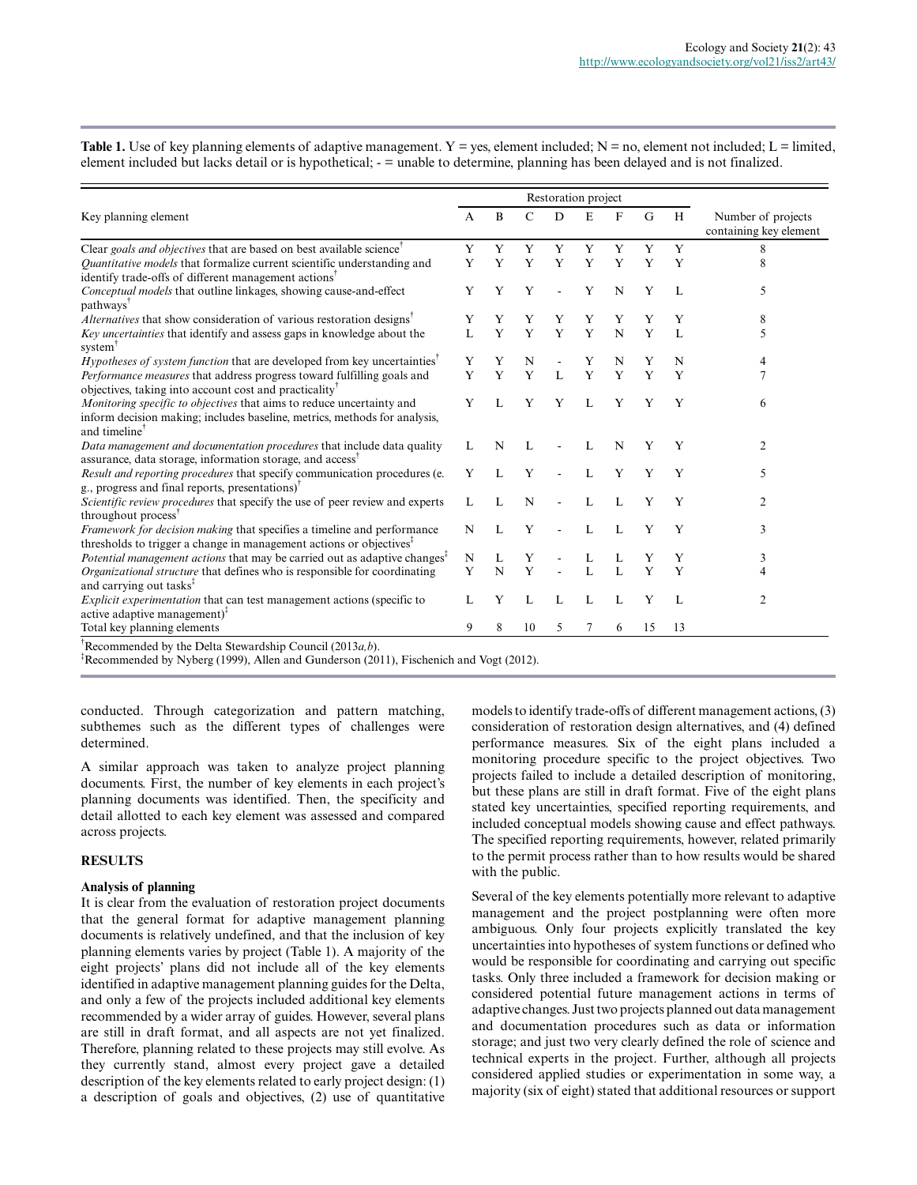**Table 1.** Use of key planning elements of adaptive management. Y = yes, element included; N = no, element not included; L = limited, element included but lacks detail or is hypothetical; - = unable to determine, planning has been delayed and is not finalized.

| Key planning element | Restoration project | | | | | | | | Number of projects containing key element |
|---|---|---|---|---|---|---|---|---|---|
| | A | B | C | D | E | F | G | H | |
| Clear *goals and objectives* that are based on best available science[†] | Y | Y | Y | Y | Y | Y | Y | Y | 8 |
| *Quantitative models* that formalize current scientific understanding and identify trade-offs of different management actions[†] | Y | Y | Y | Y | Y | Y | Y | Y | 8 |
| *Conceptual models* that outline linkages, showing cause-and-effect pathways[†] | Y | Y | Y | - | Y | N | Y | L | 5 |
| *Alternatives* that show consideration of various restoration designs[†] | Y | Y | Y | Y | Y | Y | Y | Y | 8 |
| *Key uncertainties* that identify and assess gaps in knowledge about the system[†] | L | Y | Y | Y | Y | N | Y | L | 5 |
| *Hypotheses of system function* that are developed from key uncertainties[†] | Y | Y | N | - | Y | N | Y | N | 4 |
| *Performance measures* that address progress toward fulfilling goals and objectives, taking into account cost and practicality[†] | Y | Y | Y | L | Y | Y | Y | Y | 7 |
| *Monitoring specific to objectives* that aims to reduce uncertainty and inform decision making; includes baseline, metrics, methods for analysis, and timeline[†] | Y | L | Y | Y | L | Y | Y | Y | 6 |
| *Data management and documentation procedures* that include data quality assurance, data storage, information storage, and access[†] | L | N | L | - | L | N | Y | Y | 2 |
| *Result and reporting procedures* that specify communication procedures (e.g., progress and final reports, presentations)[†] | Y | L | Y | - | L | Y | Y | Y | 5 |
| *Scientific review procedures* that specify the use of peer review and experts throughout process[†] | L | L | N | - | L | L | Y | Y | 2 |
| *Framework for decision making* that specifies a timeline and performance thresholds to trigger a change in management actions or objectives[‡] | N | L | Y | - | L | L | Y | Y | 3 |
| *Potential management actions* that may be carried out as adaptive changes[‡] | N | L | Y | - | L | L | Y | Y | 3 |
| *Organizational structure* that defines who is responsible for coordinating and carrying out tasks[‡] | Y | N | Y | - | L | L | Y | Y | 4 |
| *Explicit experimentation* that can test management actions (specific to active adaptive management)[‡] | L | Y | L | L | L | L | Y | L | 2 |
| Total key planning elements | 9 | 8 | 10 | 5 | 7 | 6 | 15 | 13 | |

[†]Recommended by the Delta Stewardship Council (2013*a,b*).
[‡]Recommended by Nyberg (1999), Allen and Gunderson (2011), Fischenich and Vogt (2012).

conducted. Through categorization and pattern matching, subthemes such as the different types of challenges were determined.

A similar approach was taken to analyze project planning documents. First, the number of key elements in each project's planning documents was identified. Then, the specificity and detail allotted to each key element was assessed and compared across projects.

## RESULTS

### Analysis of planning

It is clear from the evaluation of restoration project documents that the general format for adaptive management planning documents is relatively undefined, and that the inclusion of key planning elements varies by project (Table 1). A majority of the eight projects' plans did not include all of the key elements identified in adaptive management planning guides for the Delta, and only a few of the projects included additional key elements recommended by a wider array of guides. However, several plans are still in draft format, and all aspects are not yet finalized. Therefore, planning related to these projects may still evolve. As they currently stand, almost every project gave a detailed description of the key elements related to early project design: (1) a description of goals and objectives, (2) use of quantitative models to identify trade-offs of different management actions, (3) consideration of restoration design alternatives, and (4) defined performance measures. Six of the eight plans included a monitoring procedure specific to the project objectives. Two projects failed to include a detailed description of monitoring, but these plans are still in draft format. Five of the eight plans stated key uncertainties, specified reporting requirements, and included conceptual models showing cause and effect pathways. The specified reporting requirements, however, related primarily to the permit process rather than to how results would be shared with the public.

Several of the key elements potentially more relevant to adaptive management and the project postplanning were often more ambiguous. Only four projects explicitly translated the key uncertainties into hypotheses of system functions or defined who would be responsible for coordinating and carrying out specific tasks. Only three included a framework for decision making or considered potential future management actions in terms of adaptive changes. Just two projects planned out data management and documentation procedures such as data or information storage; and just two very clearly defined the role of science and technical experts in the project. Further, although all projects considered applied studies or experimentation in some way, a majority (six of eight) stated that additional resources or support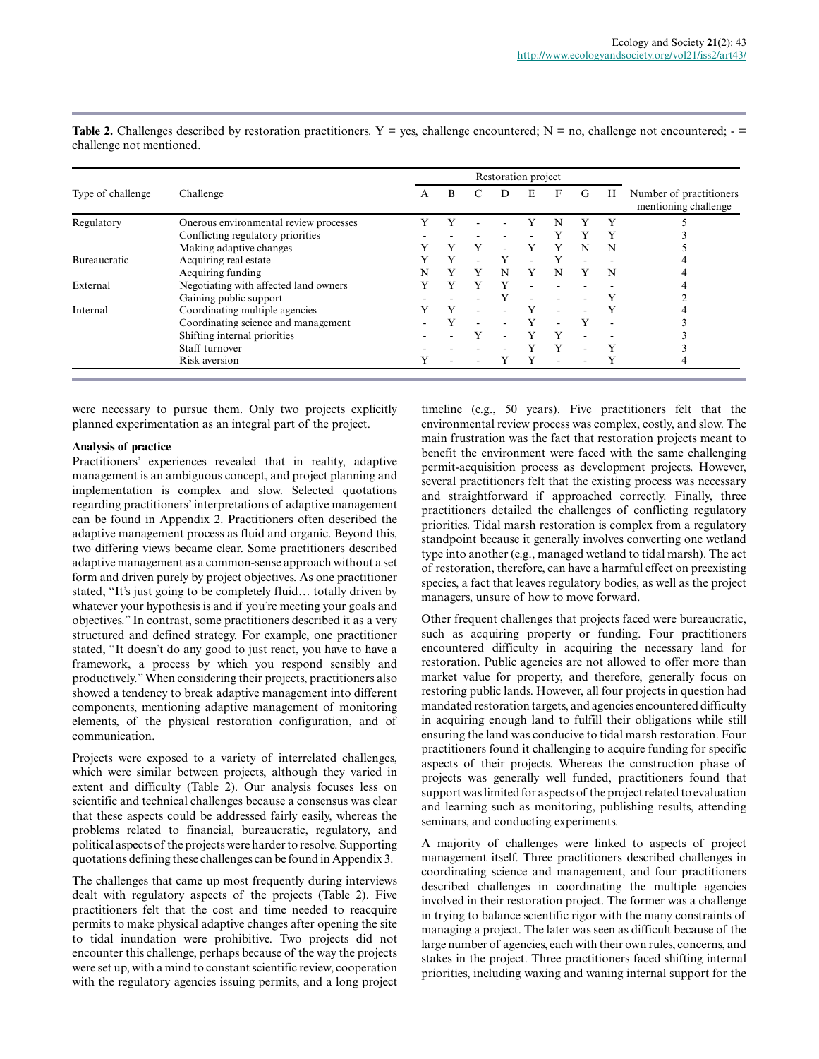**Table 2.** Challenges described by restoration practitioners. Y = yes, challenge encountered; N = no, challenge not encountered; - = challenge not mentioned.

| Type of challenge | Challenge | Restoration project | | | | | | | | Number of practitioners mentioning challenge |
|---|---|---|---|---|---|---|---|---|---|---|
| | | A | B | C | D | E | F | G | H | |
| Regulatory | Onerous environmental review processes | Y | Y | - | - | Y | N | Y | Y | 5 |
| | Conflicting regulatory priorities | - | - | - | - | - | Y | Y | Y | 3 |
| | Making adaptive changes | Y | Y | Y | - | Y | Y | N | N | 5 |
| Bureaucratic | Acquiring real estate | Y | Y | - | Y | - | Y | - | - | 4 |
| | Acquiring funding | N | Y | Y | N | Y | N | Y | N | 4 |
| External | Negotiating with affected land owners | Y | Y | Y | Y | - | - | - | - | 4 |
| | Gaining public support | - | - | - | Y | - | - | - | Y | 2 |
| Internal | Coordinating multiple agencies | Y | Y | - | - | Y | - | - | Y | 4 |
| | Coordinating science and management | - | Y | - | - | Y | - | Y | - | 3 |
| | Shifting internal priorities | - | - | Y | - | Y | Y | - | - | 3 |
| | Staff turnover | - | - | - | - | Y | Y | - | Y | 3 |
| | Risk aversion | Y | - | - | Y | Y | - | - | Y | 4 |

were necessary to pursue them. Only two projects explicitly planned experimentation as an integral part of the project.

**Analysis of practice**

Practitioners' experiences revealed that in reality, adaptive management is an ambiguous concept, and project planning and implementation is complex and slow. Selected quotations regarding practitioners' interpretations of adaptive management can be found in Appendix 2. Practitioners often described the adaptive management process as fluid and organic. Beyond this, two differing views became clear. Some practitioners described adaptive management as a common-sense approach without a set form and driven purely by project objectives. As one practitioner stated, "It's just going to be completely fluid… totally driven by whatever your hypothesis is and if you're meeting your goals and objectives." In contrast, some practitioners described it as a very structured and defined strategy. For example, one practitioner stated, "It doesn't do any good to just react, you have to have a framework, a process by which you respond sensibly and productively." When considering their projects, practitioners also showed a tendency to break adaptive management into different components, mentioning adaptive management of monitoring elements, of the physical restoration configuration, and of communication.

Projects were exposed to a variety of interrelated challenges, which were similar between projects, although they varied in extent and difficulty (Table 2). Our analysis focuses less on scientific and technical challenges because a consensus was clear that these aspects could be addressed fairly easily, whereas the problems related to financial, bureaucratic, regulatory, and political aspects of the projects were harder to resolve. Supporting quotations defining these challenges can be found in Appendix 3.

The challenges that came up most frequently during interviews dealt with regulatory aspects of the projects (Table 2). Five practitioners felt that the cost and time needed to reacquire permits to make physical adaptive changes after opening the site to tidal inundation were prohibitive. Two projects did not encounter this challenge, perhaps because of the way the projects were set up, with a mind to constant scientific review, cooperation with the regulatory agencies issuing permits, and a long project timeline (e.g., 50 years). Five practitioners felt that the environmental review process was complex, costly, and slow. The main frustration was the fact that restoration projects meant to benefit the environment were faced with the same challenging permit-acquisition process as development projects. However, several practitioners felt that the existing process was necessary and straightforward if approached correctly. Finally, three practitioners detailed the challenges of conflicting regulatory priorities. Tidal marsh restoration is complex from a regulatory standpoint because it generally involves converting one wetland type into another (e.g., managed wetland to tidal marsh). The act of restoration, therefore, can have a harmful effect on preexisting species, a fact that leaves regulatory bodies, as well as the project managers, unsure of how to move forward.

Other frequent challenges that projects faced were bureaucratic, such as acquiring property or funding. Four practitioners encountered difficulty in acquiring the necessary land for restoration. Public agencies are not allowed to offer more than market value for property, and therefore, generally focus on restoring public lands. However, all four projects in question had mandated restoration targets, and agencies encountered difficulty in acquiring enough land to fulfill their obligations while still ensuring the land was conducive to tidal marsh restoration. Four practitioners found it challenging to acquire funding for specific aspects of their projects. Whereas the construction phase of projects was generally well funded, practitioners found that support was limited for aspects of the project related to evaluation and learning such as monitoring, publishing results, attending seminars, and conducting experiments.

A majority of challenges were linked to aspects of project management itself. Three practitioners described challenges in coordinating science and management, and four practitioners described challenges in coordinating the multiple agencies involved in their restoration project. The former was a challenge in trying to balance scientific rigor with the many constraints of managing a project. The later was seen as difficult because of the large number of agencies, each with their own rules, concerns, and stakes in the project. Three practitioners faced shifting internal priorities, including waxing and waning internal support for the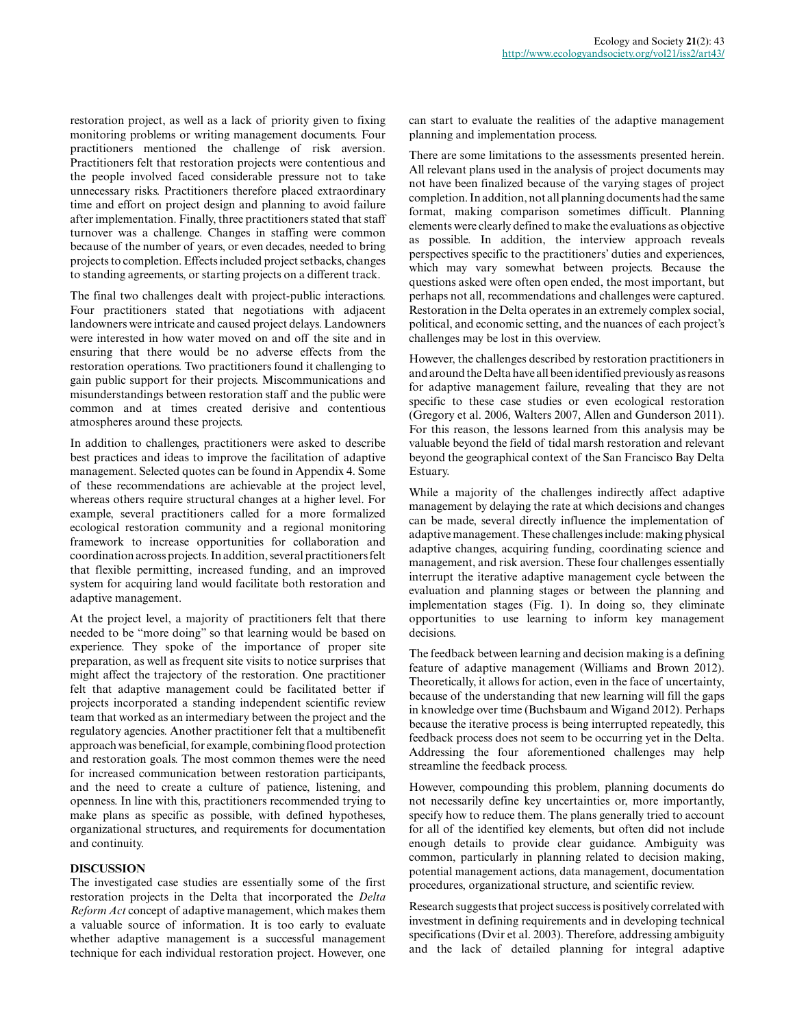restoration project, as well as a lack of priority given to fixing monitoring problems or writing management documents. Four practitioners mentioned the challenge of risk aversion. Practitioners felt that restoration projects were contentious and the people involved faced considerable pressure not to take unnecessary risks. Practitioners therefore placed extraordinary time and effort on project design and planning to avoid failure after implementation. Finally, three practitioners stated that staff turnover was a challenge. Changes in staffing were common because of the number of years, or even decades, needed to bring projects to completion. Effects included project setbacks, changes to standing agreements, or starting projects on a different track.

The final two challenges dealt with project-public interactions. Four practitioners stated that negotiations with adjacent landowners were intricate and caused project delays. Landowners were interested in how water moved on and off the site and in ensuring that there would be no adverse effects from the restoration operations. Two practitioners found it challenging to gain public support for their projects. Miscommunications and misunderstandings between restoration staff and the public were common and at times created derisive and contentious atmospheres around these projects.

In addition to challenges, practitioners were asked to describe best practices and ideas to improve the facilitation of adaptive management. Selected quotes can be found in Appendix 4. Some of these recommendations are achievable at the project level, whereas others require structural changes at a higher level. For example, several practitioners called for a more formalized ecological restoration community and a regional monitoring framework to increase opportunities for collaboration and coordination across projects. In addition, several practitioners felt that flexible permitting, increased funding, and an improved system for acquiring land would facilitate both restoration and adaptive management.

At the project level, a majority of practitioners felt that there needed to be "more doing" so that learning would be based on experience. They spoke of the importance of proper site preparation, as well as frequent site visits to notice surprises that might affect the trajectory of the restoration. One practitioner felt that adaptive management could be facilitated better if projects incorporated a standing independent scientific review team that worked as an intermediary between the project and the regulatory agencies. Another practitioner felt that a multibenefit approach was beneficial, for example, combining flood protection and restoration goals. The most common themes were the need for increased communication between restoration participants, and the need to create a culture of patience, listening, and openness. In line with this, practitioners recommended trying to make plans as specific as possible, with defined hypotheses, organizational structures, and requirements for documentation and continuity.

## DISCUSSION

The investigated case studies are essentially some of the first restoration projects in the Delta that incorporated the *Delta Reform Act* concept of adaptive management, which makes them a valuable source of information. It is too early to evaluate whether adaptive management is a successful management technique for each individual restoration project. However, one can start to evaluate the realities of the adaptive management planning and implementation process.

There are some limitations to the assessments presented herein. All relevant plans used in the analysis of project documents may not have been finalized because of the varying stages of project completion. In addition, not all planning documents had the same format, making comparison sometimes difficult. Planning elements were clearly defined to make the evaluations as objective as possible. In addition, the interview approach reveals perspectives specific to the practitioners' duties and experiences, which may vary somewhat between projects. Because the questions asked were often open ended, the most important, but perhaps not all, recommendations and challenges were captured. Restoration in the Delta operates in an extremely complex social, political, and economic setting, and the nuances of each project's challenges may be lost in this overview.

However, the challenges described by restoration practitioners in and around the Delta have all been identified previously as reasons for adaptive management failure, revealing that they are not specific to these case studies or even ecological restoration (Gregory et al. 2006, Walters 2007, Allen and Gunderson 2011). For this reason, the lessons learned from this analysis may be valuable beyond the field of tidal marsh restoration and relevant beyond the geographical context of the San Francisco Bay Delta Estuary.

While a majority of the challenges indirectly affect adaptive management by delaying the rate at which decisions and changes can be made, several directly influence the implementation of adaptive management. These challenges include: making physical adaptive changes, acquiring funding, coordinating science and management, and risk aversion. These four challenges essentially interrupt the iterative adaptive management cycle between the evaluation and planning stages or between the planning and implementation stages (Fig. 1). In doing so, they eliminate opportunities to use learning to inform key management decisions.

The feedback between learning and decision making is a defining feature of adaptive management (Williams and Brown 2012). Theoretically, it allows for action, even in the face of uncertainty, because of the understanding that new learning will fill the gaps in knowledge over time (Buchsbaum and Wigand 2012). Perhaps because the iterative process is being interrupted repeatedly, this feedback process does not seem to be occurring yet in the Delta. Addressing the four aforementioned challenges may help streamline the feedback process.

However, compounding this problem, planning documents do not necessarily define key uncertainties or, more importantly, specify how to reduce them. The plans generally tried to account for all of the identified key elements, but often did not include enough details to provide clear guidance. Ambiguity was common, particularly in planning related to decision making, potential management actions, data management, documentation procedures, organizational structure, and scientific review.

Research suggests that project success is positively correlated with investment in defining requirements and in developing technical specifications (Dvir et al. 2003). Therefore, addressing ambiguity and the lack of detailed planning for integral adaptive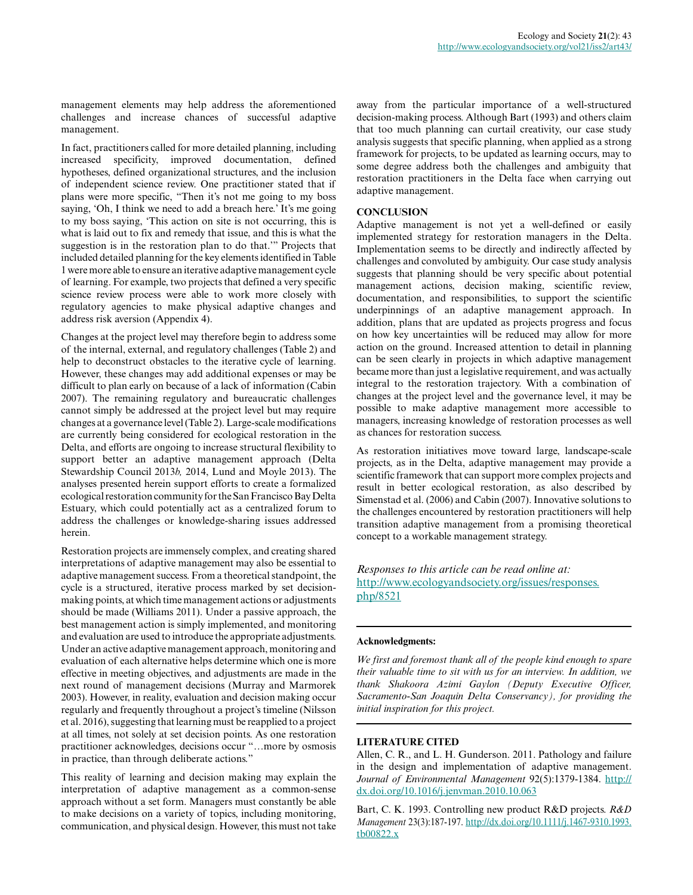management elements may help address the aforementioned challenges and increase chances of successful adaptive management.

In fact, practitioners called for more detailed planning, including increased specificity, improved documentation, defined hypotheses, defined organizational structures, and the inclusion of independent science review. One practitioner stated that if plans were more specific, "Then it's not me going to my boss saying, 'Oh, I think we need to add a breach here.' It's me going to my boss saying, 'This action on site is not occurring, this is what is laid out to fix and remedy that issue, and this is what the suggestion is in the restoration plan to do that.'" Projects that included detailed planning for the key elements identified in Table 1 were more able to ensure an iterative adaptive management cycle of learning. For example, two projects that defined a very specific science review process were able to work more closely with regulatory agencies to make physical adaptive changes and address risk aversion (Appendix 4).

Changes at the project level may therefore begin to address some of the internal, external, and regulatory challenges (Table 2) and help to deconstruct obstacles to the iterative cycle of learning. However, these changes may add additional expenses or may be difficult to plan early on because of a lack of information (Cabin 2007). The remaining regulatory and bureaucratic challenges cannot simply be addressed at the project level but may require changes at a governance level (Table 2). Large-scale modifications are currently being considered for ecological restoration in the Delta, and efforts are ongoing to increase structural flexibility to support better an adaptive management approach (Delta Stewardship Council 2013*b*, 2014, Lund and Moyle 2013). The analyses presented herein support efforts to create a formalized ecological restoration community for the San Francisco Bay Delta Estuary, which could potentially act as a centralized forum to address the challenges or knowledge-sharing issues addressed herein.

Restoration projects are immensely complex, and creating shared interpretations of adaptive management may also be essential to adaptive management success. From a theoretical standpoint, the cycle is a structured, iterative process marked by set decision-making points, at which time management actions or adjustments should be made (Williams 2011). Under a passive approach, the best management action is simply implemented, and monitoring and evaluation are used to introduce the appropriate adjustments. Under an active adaptive management approach, monitoring and evaluation of each alternative helps determine which one is more effective in meeting objectives, and adjustments are made in the next round of management decisions (Murray and Marmorek 2003). However, in reality, evaluation and decision making occur regularly and frequently throughout a project's timeline (Nilsson et al. 2016), suggesting that learning must be reapplied to a project at all times, not solely at set decision points. As one restoration practitioner acknowledges, decisions occur "…more by osmosis in practice, than through deliberate actions."

This reality of learning and decision making may explain the interpretation of adaptive management as a common-sense approach without a set form. Managers must constantly be able to make decisions on a variety of topics, including monitoring, communication, and physical design. However, this must not take away from the particular importance of a well-structured decision-making process. Although Bart (1993) and others claim that too much planning can curtail creativity, our case study analysis suggests that specific planning, when applied as a strong framework for projects, to be updated as learning occurs, may to some degree address both the challenges and ambiguity that restoration practitioners in the Delta face when carrying out adaptive management.

## CONCLUSION

Adaptive management is not yet a well-defined or easily implemented strategy for restoration managers in the Delta. Implementation seems to be directly and indirectly affected by challenges and convoluted by ambiguity. Our case study analysis suggests that planning should be very specific about potential management actions, decision making, scientific review, documentation, and responsibilities, to support the scientific underpinnings of an adaptive management approach. In addition, plans that are updated as projects progress and focus on how key uncertainties will be reduced may allow for more action on the ground. Increased attention to detail in planning can be seen clearly in projects in which adaptive management became more than just a legislative requirement, and was actually integral to the restoration trajectory. With a combination of changes at the project level and the governance level, it may be possible to make adaptive management more accessible to managers, increasing knowledge of restoration processes as well as chances for restoration success.

As restoration initiatives move toward large, landscape-scale projects, as in the Delta, adaptive management may provide a scientific framework that can support more complex projects and result in better ecological restoration, as also described by Simenstad et al. (2006) and Cabin (2007). Innovative solutions to the challenges encountered by restoration practitioners will help transition adaptive management from a promising theoretical concept to a workable management strategy.

*Responses to this article can be read online at:*
http://www.ecologyandsociety.org/issues/responses.php/8521

**Acknowledgments:**

*We first and foremost thank all of the people kind enough to spare their valuable time to sit with us for an interview. In addition, we thank Shakoora Azimi Gaylon (Deputy Executive Officer, Sacramento-San Joaquin Delta Conservancy), for providing the initial inspiration for this project.*

## LITERATURE CITED

Allen, C. R., and L. H. Gunderson. 2011. Pathology and failure in the design and implementation of adaptive management. *Journal of Environmental Management* 92(5):1379-1384. http://dx.doi.org/10.1016/j.jenvman.2010.10.063

Bart, C. K. 1993. Controlling new product R&D projects. *R&D Management* 23(3):187-197. http://dx.doi.org/10.1111/j.1467-9310.1993.tb00822.x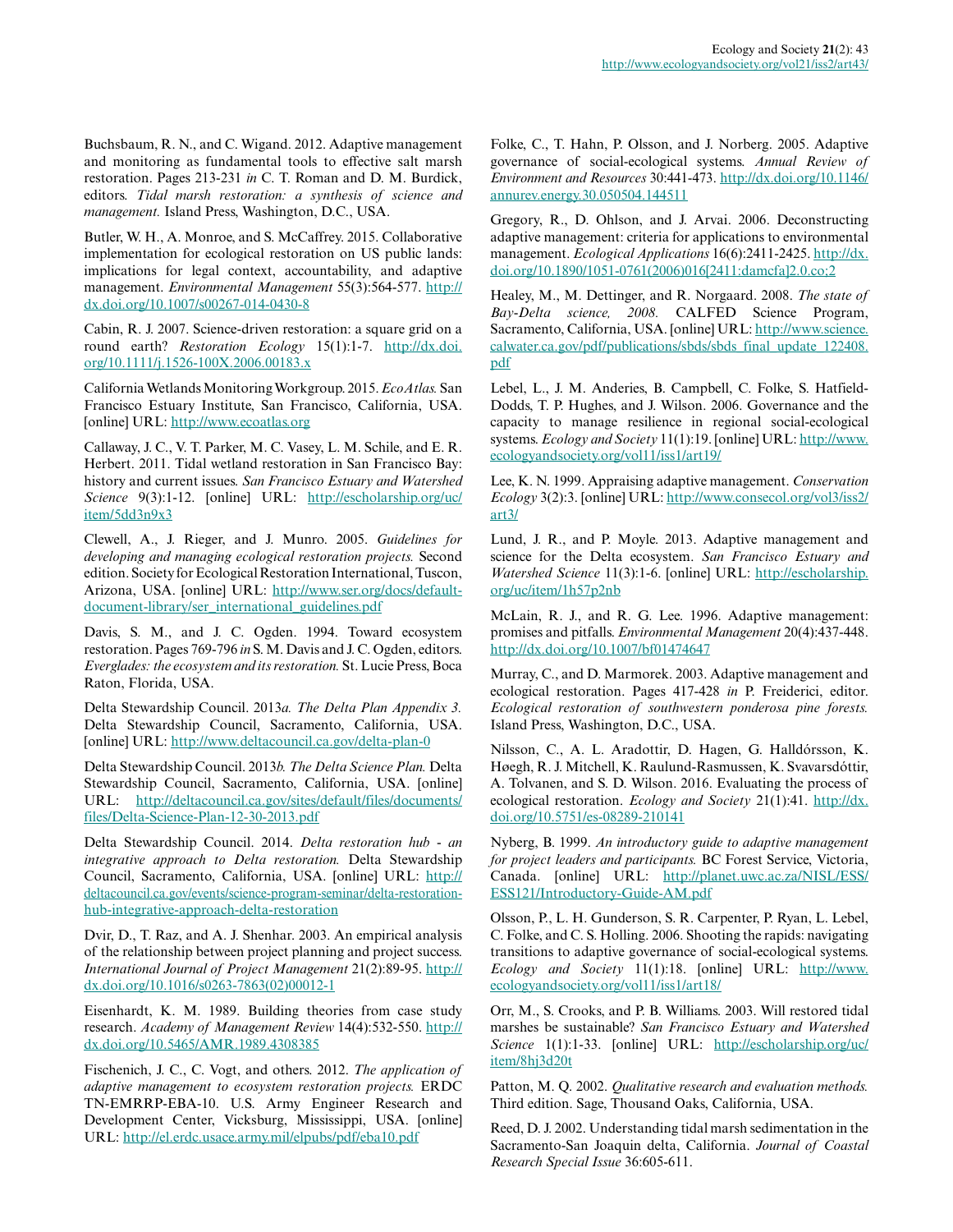Buchsbaum, R. N., and C. Wigand. 2012. Adaptive management and monitoring as fundamental tools to effective salt marsh restoration. Pages 213-231 *in* C. T. Roman and D. M. Burdick, editors. *Tidal marsh restoration: a synthesis of science and management.* Island Press, Washington, D.C., USA.

Butler, W. H., A. Monroe, and S. McCaffrey. 2015. Collaborative implementation for ecological restoration on US public lands: implications for legal context, accountability, and adaptive management. *Environmental Management* 55(3):564-577. http://dx.doi.org/10.1007/s00267-014-0430-8

Cabin, R. J. 2007. Science-driven restoration: a square grid on a round earth? *Restoration Ecology* 15(1):1-7. http://dx.doi.org/10.1111/j.1526-100X.2006.00183.x

California Wetlands Monitoring Workgroup. 2015. *EcoAtlas.* San Francisco Estuary Institute, San Francisco, California, USA. [online] URL: http://www.ecoatlas.org

Callaway, J. C., V. T. Parker, M. C. Vasey, L. M. Schile, and E. R. Herbert. 2011. Tidal wetland restoration in San Francisco Bay: history and current issues. *San Francisco Estuary and Watershed Science* 9(3):1-12. [online] URL: http://escholarship.org/uc/item/5dd3n9x3

Clewell, A., J. Rieger, and J. Munro. 2005. *Guidelines for developing and managing ecological restoration projects.* Second edition. Society for Ecological Restoration International, Tuscon, Arizona, USA. [online] URL: http://www.ser.org/docs/default-document-library/ser_international_guidelines.pdf

Davis, S. M., and J. C. Ogden. 1994. Toward ecosystem restoration. Pages 769-796 *in* S. M. Davis and J. C. Ogden, editors. *Everglades: the ecosystem and its restoration.* St. Lucie Press, Boca Raton, Florida, USA.

Delta Stewardship Council. 2013*a*. *The Delta Plan Appendix 3.* Delta Stewardship Council, Sacramento, California, USA. [online] URL: http://www.deltacouncil.ca.gov/delta-plan-0

Delta Stewardship Council. 2013*b*. *The Delta Science Plan.* Delta Stewardship Council, Sacramento, California, USA. [online] URL: http://deltacouncil.ca.gov/sites/default/files/documents/files/Delta-Science-Plan-12-30-2013.pdf

Delta Stewardship Council. 2014. *Delta restoration hub - an integrative approach to Delta restoration.* Delta Stewardship Council, Sacramento, California, USA. [online] URL: http://deltacouncil.ca.gov/events/science-program-seminar/delta-restoration-hub-integrative-approach-delta-restoration

Dvir, D., T. Raz, and A. J. Shenhar. 2003. An empirical analysis of the relationship between project planning and project success. *International Journal of Project Management* 21(2):89-95. http://dx.doi.org/10.1016/s0263-7863(02)00012-1

Eisenhardt, K. M. 1989. Building theories from case study research. *Academy of Management Review* 14(4):532-550. http://dx.doi.org/10.5465/AMR.1989.4308385

Fischenich, J. C., C. Vogt, and others. 2012. *The application of adaptive management to ecosystem restoration projects.* ERDC TN-EMRRP-EBA-10. U.S. Army Engineer Research and Development Center, Vicksburg, Mississippi, USA. [online] URL: http://el.erdc.usace.army.mil/elpubs/pdf/eba10.pdf

Folke, C., T. Hahn, P. Olsson, and J. Norberg. 2005. Adaptive governance of social-ecological systems. *Annual Review of Environment and Resources* 30:441-473. http://dx.doi.org/10.1146/annurev.energy.30.050504.144511

Gregory, R., D. Ohlson, and J. Arvai. 2006. Deconstructing adaptive management: criteria for applications to environmental management. *Ecological Applications* 16(6):2411-2425. http://dx.doi.org/10.1890/1051-0761(2006)016[2411:damcfa]2.0.co;2

Healey, M., M. Dettinger, and R. Norgaard. 2008. *The state of Bay-Delta science, 2008.* CALFED Science Program, Sacramento, California, USA. [online] URL: http://www.science.calwater.ca.gov/pdf/publications/sbds/sbds_final_update_122408.pdf

Lebel, L., J. M. Anderies, B. Campbell, C. Folke, S. Hatfield-Dodds, T. P. Hughes, and J. Wilson. 2006. Governance and the capacity to manage resilience in regional social-ecological systems. *Ecology and Society* 11(1):19. [online] URL: http://www.ecologyandsociety.org/vol11/iss1/art19/

Lee, K. N. 1999. Appraising adaptive management. *Conservation Ecology* 3(2):3. [online] URL: http://www.consecol.org/vol3/iss2/art3/

Lund, J. R., and P. Moyle. 2013. Adaptive management and science for the Delta ecosystem. *San Francisco Estuary and Watershed Science* 11(3):1-6. [online] URL: http://escholarship.org/uc/item/1h57p2nb

McLain, R. J., and R. G. Lee. 1996. Adaptive management: promises and pitfalls. *Environmental Management* 20(4):437-448. http://dx.doi.org/10.1007/bf01474647

Murray, C., and D. Marmorek. 2003. Adaptive management and ecological restoration. Pages 417-428 *in* P. Freiderici, editor. *Ecological restoration of southwestern ponderosa pine forests.* Island Press, Washington, D.C., USA.

Nilsson, C., A. L. Aradottir, D. Hagen, G. Halldórsson, K. Høegh, R. J. Mitchell, K. Raulund-Rasmussen, K. Svavarsdóttir, A. Tolvanen, and S. D. Wilson. 2016. Evaluating the process of ecological restoration. *Ecology and Society* 21(1):41. http://dx.doi.org/10.5751/es-08289-210141

Nyberg, B. 1999. *An introductory guide to adaptive management for project leaders and participants.* BC Forest Service, Victoria, Canada. [online] URL: http://planet.uwc.ac.za/NISL/ESS/ESS121/Introductory-Guide-AM.pdf

Olsson, P., L. H. Gunderson, S. R. Carpenter, P. Ryan, L. Lebel, C. Folke, and C. S. Holling. 2006. Shooting the rapids: navigating transitions to adaptive governance of social-ecological systems. *Ecology and Society* 11(1):18. [online] URL: http://www.ecologyandsociety.org/vol11/iss1/art18/

Orr, M., S. Crooks, and P. B. Williams. 2003. Will restored tidal marshes be sustainable? *San Francisco Estuary and Watershed Science* 1(1):1-33. [online] URL: http://escholarship.org/uc/item/8hj3d20t

Patton, M. Q. 2002. *Qualitative research and evaluation methods.* Third edition. Sage, Thousand Oaks, California, USA.

Reed, D. J. 2002. Understanding tidal marsh sedimentation in the Sacramento-San Joaquin delta, California. *Journal of Coastal Research Special Issue* 36:605-611.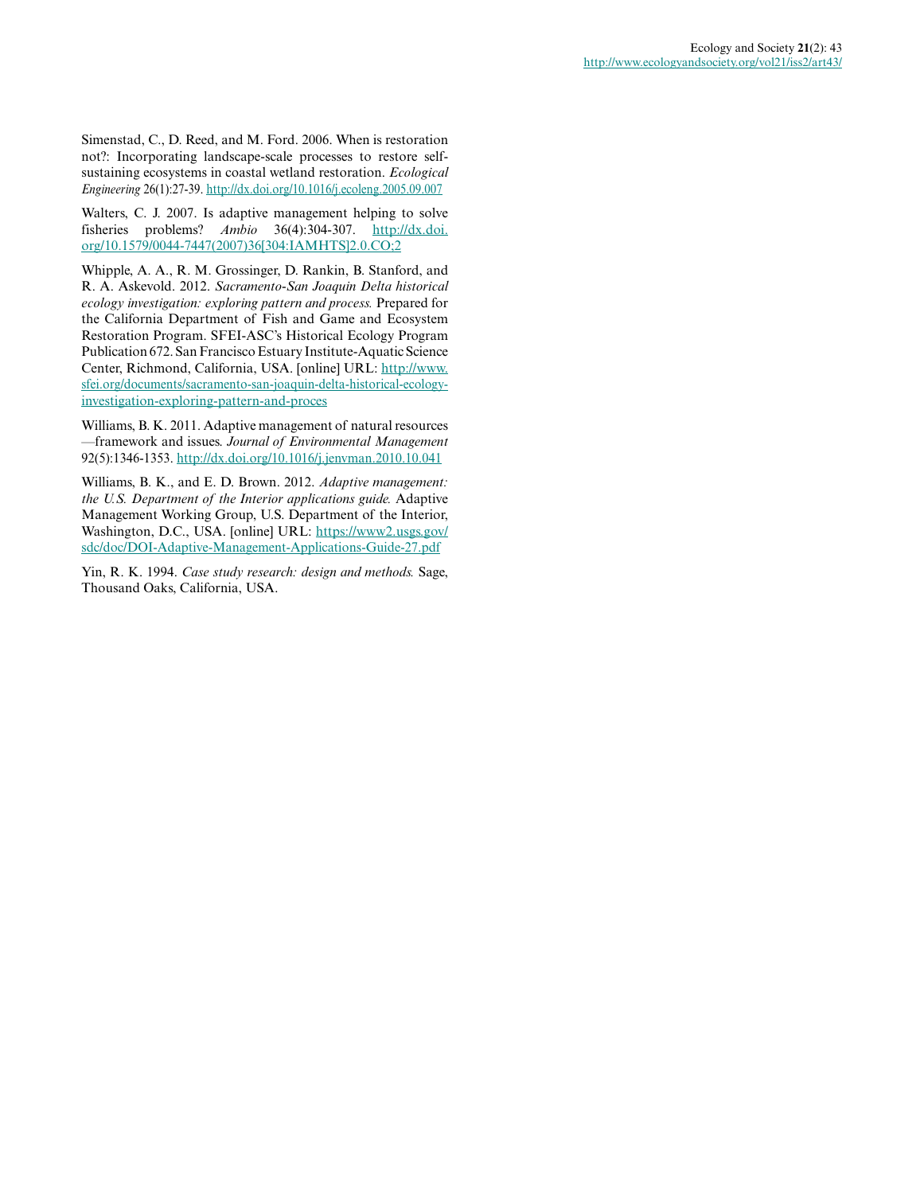Simenstad, C., D. Reed, and M. Ford. 2006. When is restoration not?: Incorporating landscape-scale processes to restore self-sustaining ecosystems in coastal wetland restoration. *Ecological Engineering* 26(1):27-39. http://dx.doi.org/10.1016/j.ecoleng.2005.09.007

Walters, C. J. 2007. Is adaptive management helping to solve fisheries problems? *Ambio* 36(4):304-307. http://dx.doi.org/10.1579/0044-7447(2007)36[304:IAMHTS]2.0.CO;2

Whipple, A. A., R. M. Grossinger, D. Rankin, B. Stanford, and R. A. Askevold. 2012. *Sacramento-San Joaquin Delta historical ecology investigation: exploring pattern and process.* Prepared for the California Department of Fish and Game and Ecosystem Restoration Program. SFEI-ASC's Historical Ecology Program Publication 672. San Francisco Estuary Institute-Aquatic Science Center, Richmond, California, USA. [online] URL: http://www.sfei.org/documents/sacramento-san-joaquin-delta-historical-ecology-investigation-exploring-pattern-and-proces

Williams, B. K. 2011. Adaptive management of natural resources—framework and issues. *Journal of Environmental Management* 92(5):1346-1353. http://dx.doi.org/10.1016/j.jenvman.2010.10.041

Williams, B. K., and E. D. Brown. 2012. *Adaptive management: the U.S. Department of the Interior applications guide.* Adaptive Management Working Group, U.S. Department of the Interior, Washington, D.C., USA. [online] URL: https://www2.usgs.gov/sdc/doc/DOI-Adaptive-Management-Applications-Guide-27.pdf

Yin, R. K. 1994. *Case study research: design and methods.* Sage, Thousand Oaks, California, USA.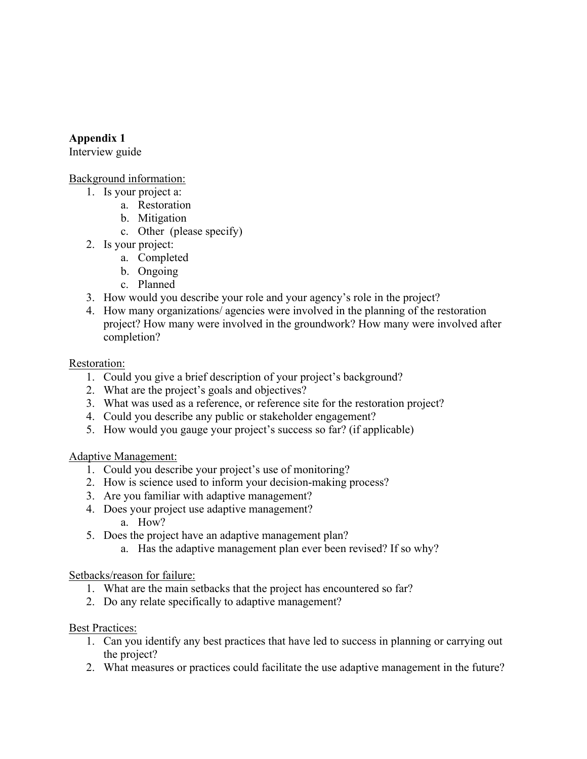**Appendix 1**

Interview guide

<u>Background information:</u>

1. Is your project a:
    a. Restoration
    b. Mitigation
    c. Other (please specify)
2. Is your project:
    a. Completed
    b. Ongoing
    c. Planned
3. How would you describe your role and your agency's role in the project?
4. How many organizations/ agencies were involved in the planning of the restoration project? How many were involved in the groundwork? How many were involved after completion?

<u>Restoration:</u>

1. Could you give a brief description of your project's background?
2. What are the project's goals and objectives?
3. What was used as a reference, or reference site for the restoration project?
4. Could you describe any public or stakeholder engagement?
5. How would you gauge your project's success so far? (if applicable)

<u>Adaptive Management:</u>

1. Could you describe your project's use of monitoring?
2. How is science used to inform your decision-making process?
3. Are you familiar with adaptive management?
4. Does your project use adaptive management?
    a. How?
5. Does the project have an adaptive management plan?
    a. Has the adaptive management plan ever been revised? If so why?

<u>Setbacks/reason for failure:</u>

1. What are the main setbacks that the project has encountered so far?
2. Do any relate specifically to adaptive management?

<u>Best Practices:</u>

1. Can you identify any best practices that have led to success in planning or carrying out the project?
2. What measures or practices could facilitate the use adaptive management in the future?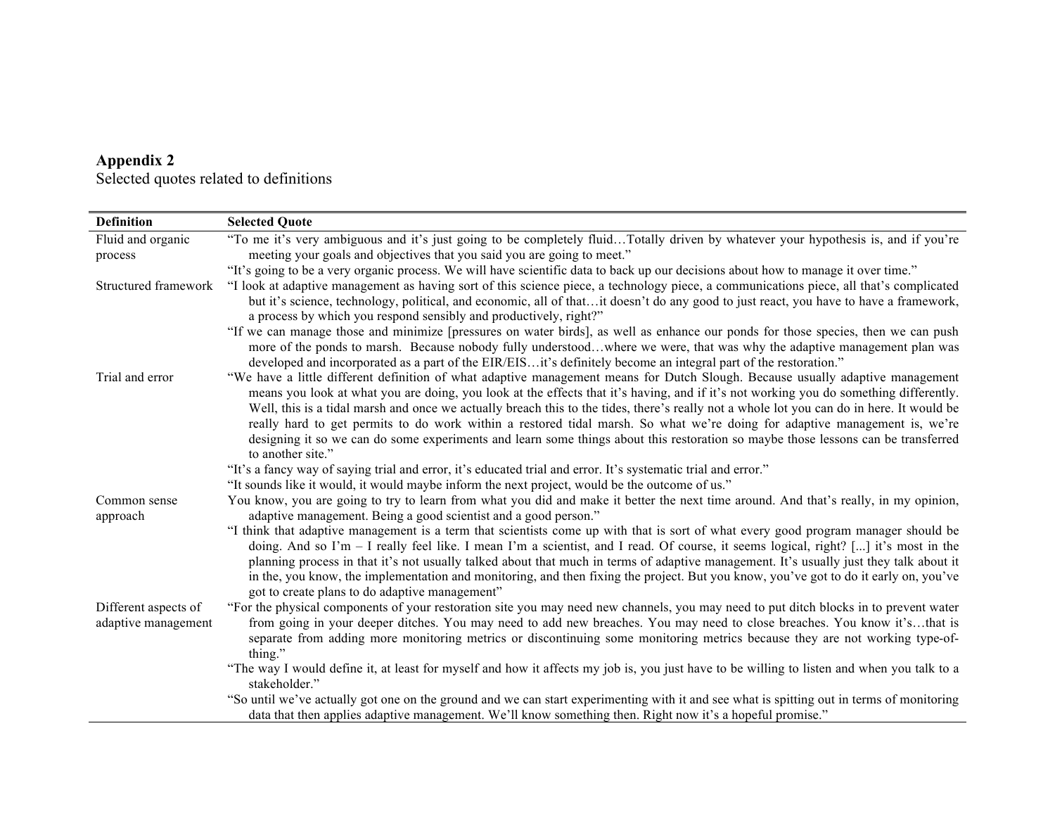**Appendix 2**
Selected quotes related to definitions

| Definition | Selected Quote |
|---|---|
| Fluid and organic process | "To me it's very ambiguous and it's just going to be completely fluid…Totally driven by whatever your hypothesis is, and if you're meeting your goals and objectives that you said you are going to meet." |
| | "It's going to be a very organic process. We will have scientific data to back up our decisions about how to manage it over time." |
| Structured framework | "I look at adaptive management as having sort of this science piece, a technology piece, a communications piece, all that's complicated but it's science, technology, political, and economic, all of that…it doesn't do any good to just react, you have to have a framework, a process by which you respond sensibly and productively, right?" |
| | "If we can manage those and minimize [pressures on water birds], as well as enhance our ponds for those species, then we can push more of the ponds to marsh. Because nobody fully understood…where we were, that was why the adaptive management plan was developed and incorporated as a part of the EIR/EIS…it's definitely become an integral part of the restoration." |
| Trial and error | "We have a little different definition of what adaptive management means for Dutch Slough. Because usually adaptive management means you look at what you are doing, you look at the effects that it's having, and if it's not working you do something differently. Well, this is a tidal marsh and once we actually breach this to the tides, there's really not a whole lot you can do in here. It would be really hard to get permits to do work within a restored tidal marsh. So what we're doing for adaptive management is, we're designing it so we can do some experiments and learn some things about this restoration so maybe those lessons can be transferred to another site." |
| | "It's a fancy way of saying trial and error, it's educated trial and error. It's systematic trial and error." |
| | "It sounds like it would, it would maybe inform the next project, would be the outcome of us." |
| Common sense approach | You know, you are going to try to learn from what you did and make it better the next time around. And that's really, in my opinion, adaptive management. Being a good scientist and a good person." |
| | "I think that adaptive management is a term that scientists come up with that is sort of what every good program manager should be doing. And so I'm – I really feel like. I mean I'm a scientist, and I read. Of course, it seems logical, right? [...] it's most in the planning process in that it's not usually talked about that much in terms of adaptive management. It's usually just they talk about it in the, you know, the implementation and monitoring, and then fixing the project. But you know, you've got to do it early on, you've got to create plans to do adaptive management" |
| Different aspects of adaptive management | "For the physical components of your restoration site you may need new channels, you may need to put ditch blocks in to prevent water from going in your deeper ditches. You may need to add new breaches. You may need to close breaches. You know it's…that is separate from adding more monitoring metrics or discontinuing some monitoring metrics because they are not working type-of-thing." |
| | "The way I would define it, at least for myself and how it affects my job is, you just have to be willing to listen and when you talk to a stakeholder." |
| | "So until we've actually got one on the ground and we can start experimenting with it and see what is spitting out in terms of monitoring data that then applies adaptive management. We'll know something then. Right now it's a hopeful promise." |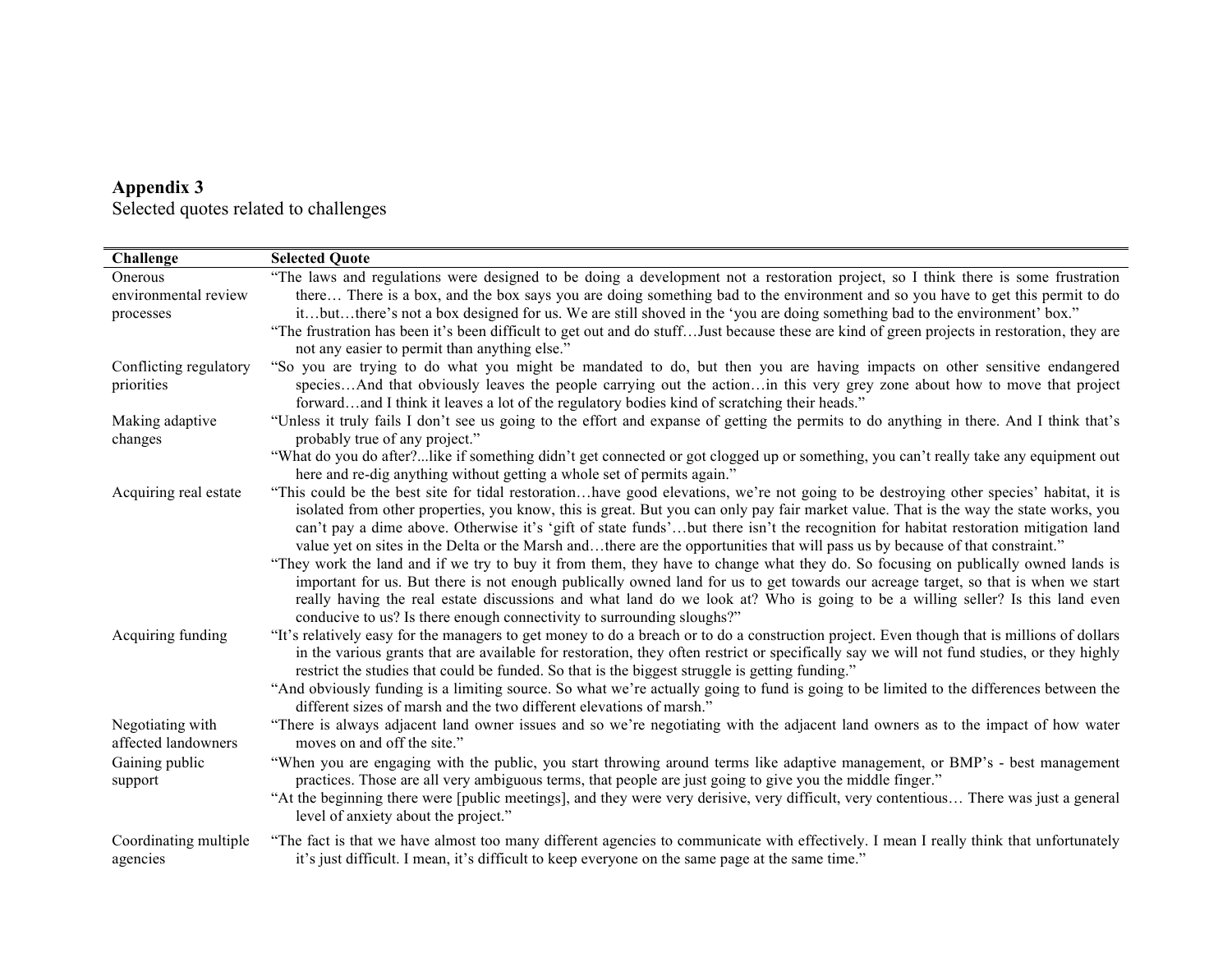## Appendix 3

Selected quotes related to challenges

| Challenge | Selected Quote |
|---|---|
| Onerous environmental review processes | "The laws and regulations were designed to be doing a development not a restoration project, so I think there is some frustration there… There is a box, and the box says you are doing something bad to the environment and so you have to get this permit to do it…but…there's not a box designed for us. We are still shoved in the 'you are doing something bad to the environment' box." |
| | "The frustration has been it's been difficult to get out and do stuff…Just because these are kind of green projects in restoration, they are not any easier to permit than anything else." |
| Conflicting regulatory priorities | "So you are trying to do what you might be mandated to do, but then you are having impacts on other sensitive endangered species…And that obviously leaves the people carrying out the action…in this very grey zone about how to move that project forward…and I think it leaves a lot of the regulatory bodies kind of scratching their heads." |
| Making adaptive changes | "Unless it truly fails I don't see us going to the effort and expanse of getting the permits to do anything in there. And I think that's probably true of any project." |
| | "What do you do after?...like if something didn't get connected or got clogged up or something, you can't really take any equipment out here and re-dig anything without getting a whole set of permits again." |
| Acquiring real estate | "This could be the best site for tidal restoration…have good elevations, we're not going to be destroying other species' habitat, it is isolated from other properties, you know, this is great. But you can only pay fair market value. That is the way the state works, you can't pay a dime above. Otherwise it's 'gift of state funds'…but there isn't the recognition for habitat restoration mitigation land value yet on sites in the Delta or the Marsh and…there are the opportunities that will pass us by because of that constraint." |
| | "They work the land and if we try to buy it from them, they have to change what they do. So focusing on publically owned lands is important for us. But there is not enough publically owned land for us to get towards our acreage target, so that is when we start really having the real estate discussions and what land do we look at? Who is going to be a willing seller? Is this land even conducive to us? Is there enough connectivity to surrounding sloughs?" |
| Acquiring funding | "It's relatively easy for the managers to get money to do a breach or to do a construction project. Even though that is millions of dollars in the various grants that are available for restoration, they often restrict or specifically say we will not fund studies, or they highly restrict the studies that could be funded. So that is the biggest struggle is getting funding." |
| | "And obviously funding is a limiting source. So what we're actually going to fund is going to be limited to the differences between the different sizes of marsh and the two different elevations of marsh." |
| Negotiating with affected landowners | "There is always adjacent land owner issues and so we're negotiating with the adjacent land owners as to the impact of how water moves on and off the site." |
| Gaining public support | "When you are engaging with the public, you start throwing around terms like adaptive management, or BMP's - best management practices. Those are all very ambiguous terms, that people are just going to give you the middle finger." |
| | "At the beginning there were [public meetings], and they were very derisive, very difficult, very contentious… There was just a general level of anxiety about the project." |
| Coordinating multiple agencies | "The fact is that we have almost too many different agencies to communicate with effectively. I mean I really think that unfortunately it's just difficult. I mean, it's difficult to keep everyone on the same page at the same time." |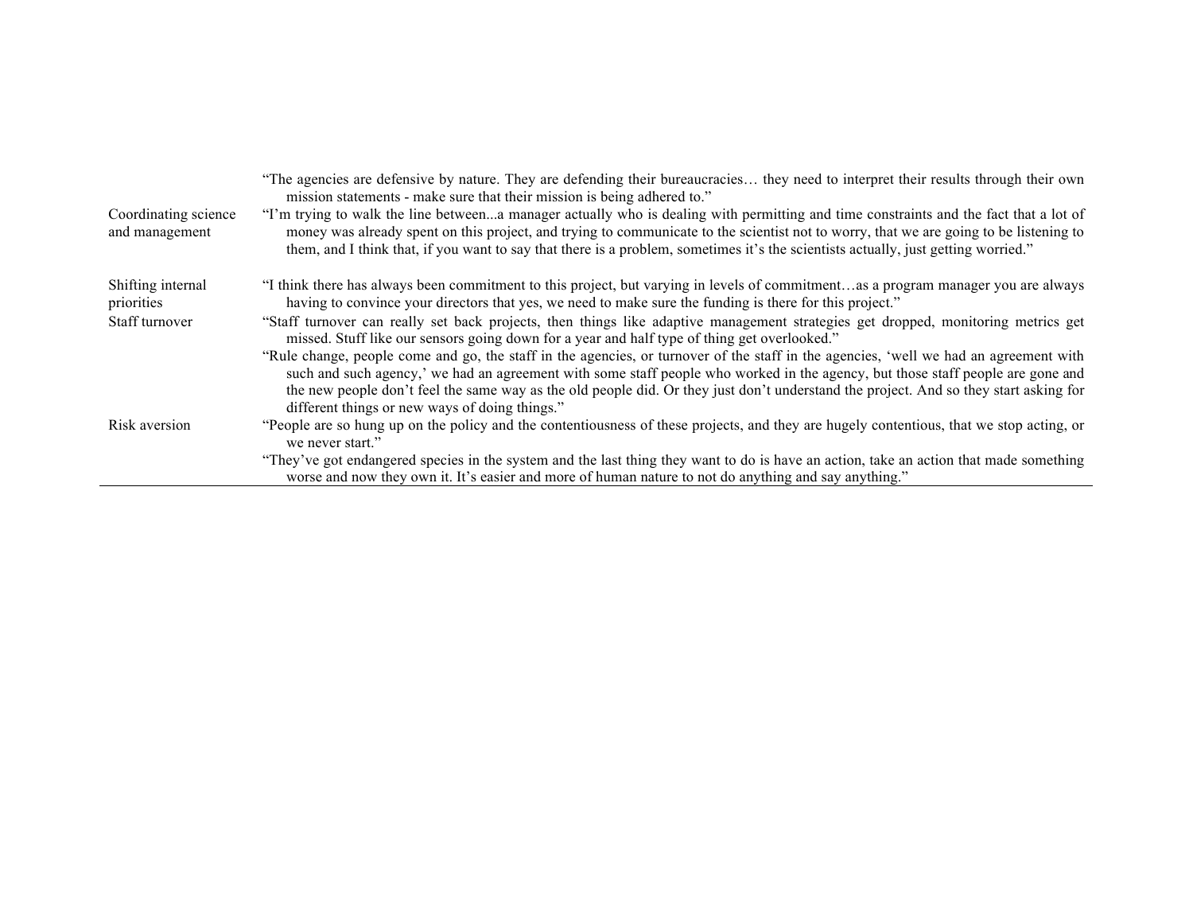| | |
|---|---|
| | "The agencies are defensive by nature. They are defending their bureaucracies… they need to interpret their results through their own mission statements - make sure that their mission is being adhered to." |
| Coordinating science and management | "I'm trying to walk the line between...a manager actually who is dealing with permitting and time constraints and the fact that a lot of money was already spent on this project, and trying to communicate to the scientist not to worry, that we are going to be listening to them, and I think that, if you want to say that there is a problem, sometimes it's the scientists actually, just getting worried." |
| Shifting internal priorities | "I think there has always been commitment to this project, but varying in levels of commitment…as a program manager you are always having to convince your directors that yes, we need to make sure the funding is there for this project." |
| Staff turnover | "Staff turnover can really set back projects, then things like adaptive management strategies get dropped, monitoring metrics get missed. Stuff like our sensors going down for a year and half type of thing get overlooked." |
| | "Rule change, people come and go, the staff in the agencies, or turnover of the staff in the agencies, 'well we had an agreement with such and such agency,' we had an agreement with some staff people who worked in the agency, but those staff people are gone and the new people don't feel the same way as the old people did. Or they just don't understand the project. And so they start asking for different things or new ways of doing things." |
| Risk aversion | "People are so hung up on the policy and the contentiousness of these projects, and they are hugely contentious, that we stop acting, or we never start." |
| | "They've got endangered species in the system and the last thing they want to do is have an action, take an action that made something worse and now they own it. It's easier and more of human nature to not do anything and say anything." |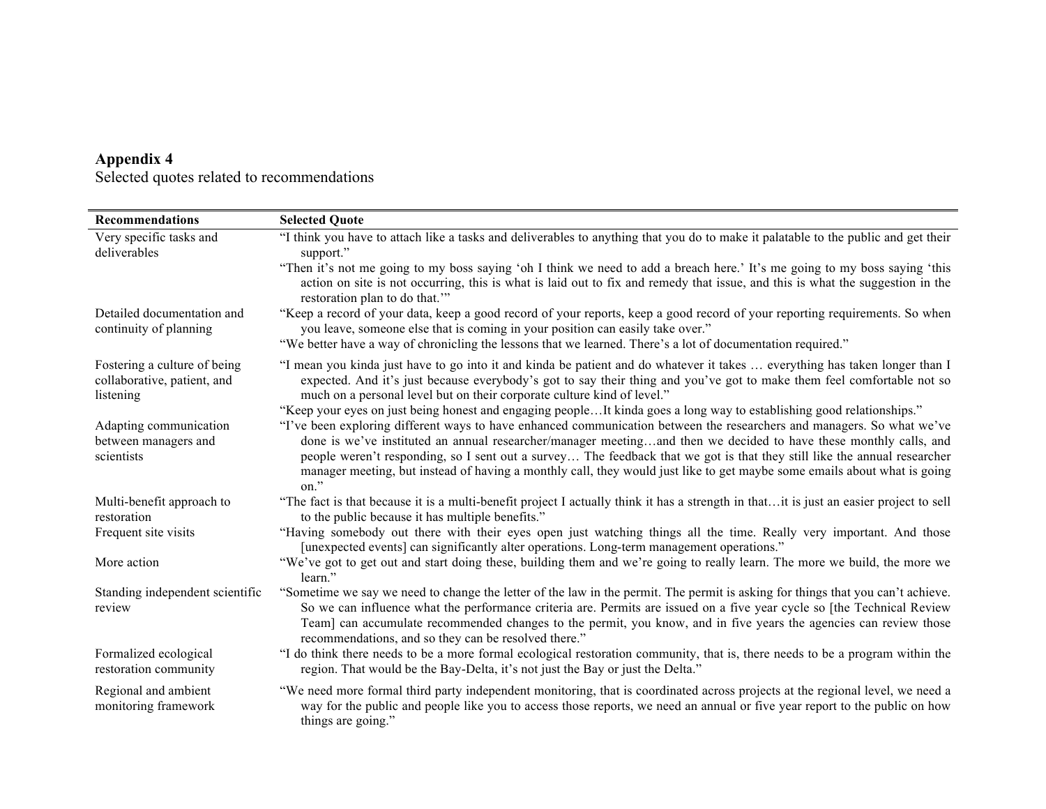**Appendix 4**
Selected quotes related to recommendations

| Recommendations | Selected Quote |
|---|---|
| Very specific tasks and deliverables | "I think you have to attach like a tasks and deliverables to anything that you do to make it palatable to the public and get their support." "Then it's not me going to my boss saying 'oh I think we need to add a breach here.' It's me going to my boss saying 'this action on site is not occurring, this is what is laid out to fix and remedy that issue, and this is what the suggestion in the restoration plan to do that.'" |
| Detailed documentation and continuity of planning | "Keep a record of your data, keep a good record of your reports, keep a good record of your reporting requirements. So when you leave, someone else that is coming in your position can easily take over." "We better have a way of chronicling the lessons that we learned. There's a lot of documentation required." |
| Fostering a culture of being collaborative, patient, and listening | "I mean you kinda just have to go into it and kinda be patient and do whatever it takes … everything has taken longer than I expected. And it's just because everybody's got to say their thing and you've got to make them feel comfortable not so much on a personal level but on their corporate culture kind of level." "Keep your eyes on just being honest and engaging people…It kinda goes a long way to establishing good relationships." |
| Adapting communication between managers and scientists | "I've been exploring different ways to have enhanced communication between the researchers and managers. So what we've done is we've instituted an annual researcher/manager meeting…and then we decided to have these monthly calls, and people weren't responding, so I sent out a survey… The feedback that we got is that they still like the annual researcher manager meeting, but instead of having a monthly call, they would just like to get maybe some emails about what is going on." |
| Multi-benefit approach to restoration | "The fact is that because it is a multi-benefit project I actually think it has a strength in that…it is just an easier project to sell to the public because it has multiple benefits." |
| Frequent site visits | "Having somebody out there with their eyes open just watching things all the time. Really very important. And those [unexpected events] can significantly alter operations. Long-term management operations." |
| More action | "We've got to get out and start doing these, building them and we're going to really learn. The more we build, the more we learn." |
| Standing independent scientific review | "Sometime we say we need to change the letter of the law in the permit. The permit is asking for things that you can't achieve. So we can influence what the performance criteria are. Permits are issued on a five year cycle so [the Technical Review Team] can accumulate recommended changes to the permit, you know, and in five years the agencies can review those recommendations, and so they can be resolved there." |
| Formalized ecological restoration community | "I do think there needs to be a more formal ecological restoration community, that is, there needs to be a program within the region. That would be the Bay-Delta, it's not just the Bay or just the Delta." |
| Regional and ambient monitoring framework | "We need more formal third party independent monitoring, that is coordinated across projects at the regional level, we need a way for the public and people like you to access those reports, we need an annual or five year report to the public on how things are going." |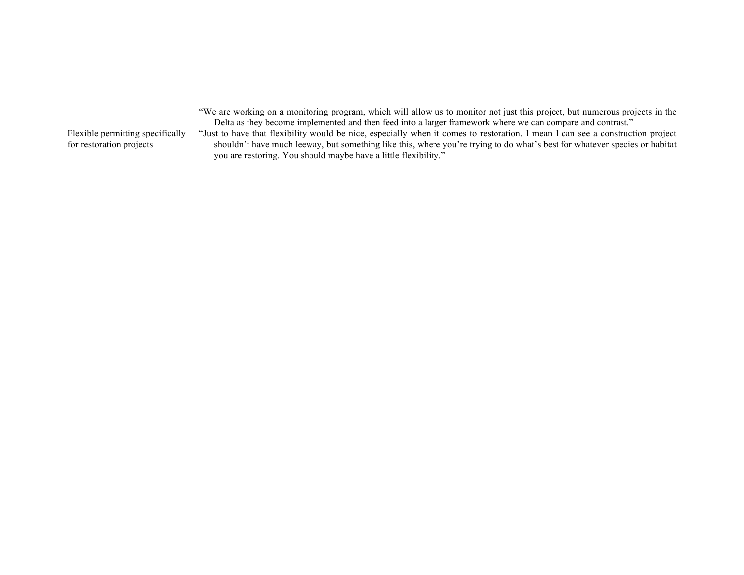| | |
|---|---|
| | "We are working on a monitoring program, which will allow us to monitor not just this project, but numerous projects in the Delta as they become implemented and then feed into a larger framework where we can compare and contrast." |
| Flexible permitting specifically for restoration projects | "Just to have that flexibility would be nice, especially when it comes to restoration. I mean I can see a construction project shouldn't have much leeway, but something like this, where you're trying to do what's best for whatever species or habitat you are restoring. You should maybe have a little flexibility." |